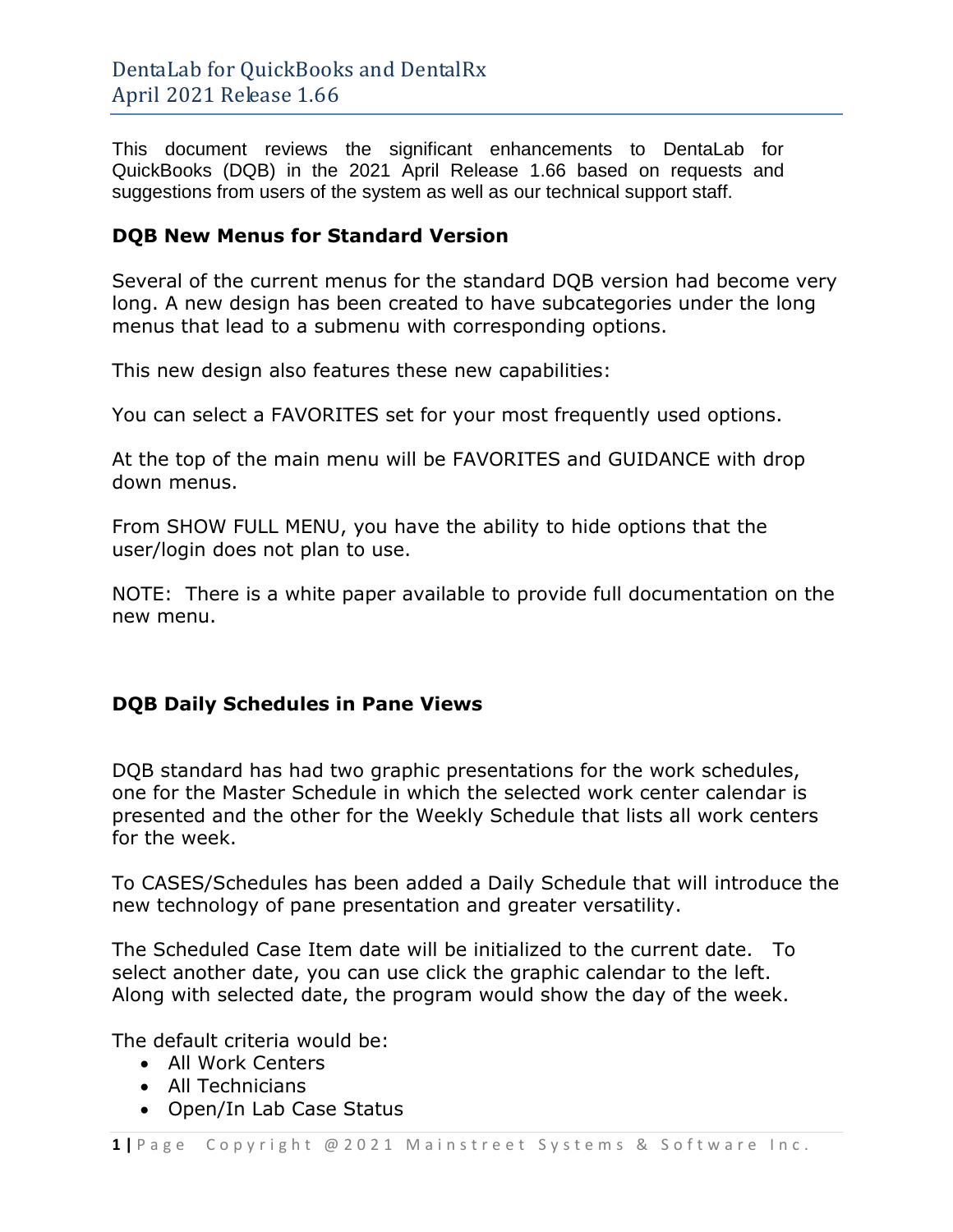# DentaLab for QuickBooks and DentalRx
# April 2021 Release 1.66

This document reviews the significant enhancements to DentaLab for QuickBooks (DQB) in the 2021 April Release 1.66 based on requests and suggestions from users of the system as well as our technical support staff.

## DQB New Menus for Standard Version

Several of the current menus for the standard DQB version had become very long. A new design has been created to have subcategories under the long menus that lead to a submenu with corresponding options.

This new design also features these new capabilities:

You can select a FAVORITES set for your most frequently used options.

At the top of the main menu will be FAVORITES and GUIDANCE with drop down menus.

From SHOW FULL MENU, you have the ability to hide options that the user/login does not plan to use.

NOTE: There is a white paper available to provide full documentation on the new menu.

## DQB Daily Schedules in Pane Views

DQB standard has had two graphic presentations for the work schedules, one for the Master Schedule in which the selected work center calendar is presented and the other for the Weekly Schedule that lists all work centers for the week.

To CASES/Schedules has been added a Daily Schedule that will introduce the new technology of pane presentation and greater versatility.

The Scheduled Case Item date will be initialized to the current date. To select another date, you can use click the graphic calendar to the left. Along with selected date, the program would show the day of the week.

The default criteria would be:

- All Work Centers
- All Technicians
- Open/In Lab Case Status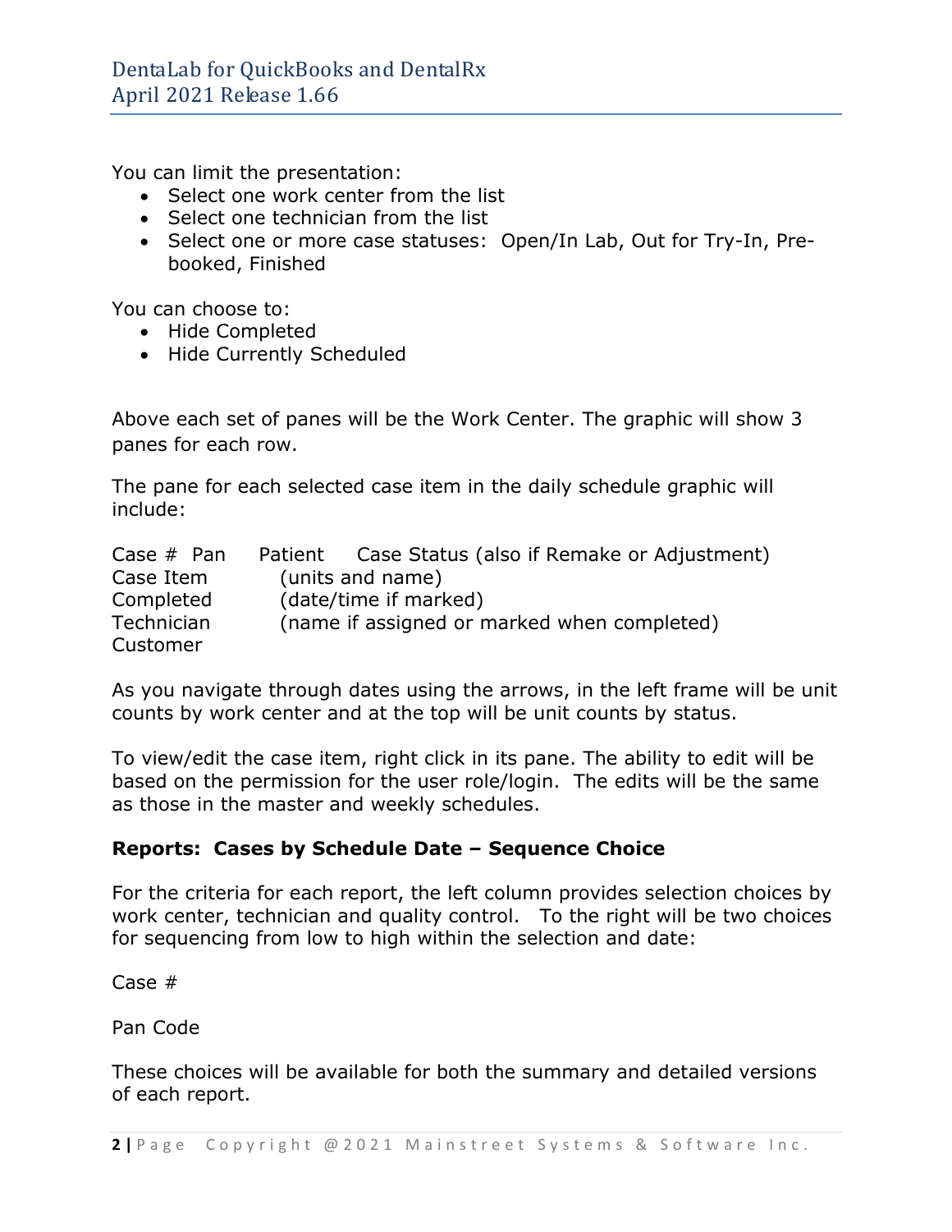You can limit the presentation:

- Select one work center from the list
- Select one technician from the list
- Select one or more case statuses: Open/In Lab, Out for Try-In, Pre-booked, Finished

You can choose to:

- Hide Completed
- Hide Currently Scheduled

Above each set of panes will be the Work Center. The graphic will show 3 panes for each row.

The pane for each selected case item in the daily schedule graphic will include:

Case # Pan Patient Case Status (also if Remake or Adjustment)
Case Item (units and name)
Completed (date/time if marked)
Technician (name if assigned or marked when completed)
Customer

As you navigate through dates using the arrows, in the left frame will be unit counts by work center and at the top will be unit counts by status.

To view/edit the case item, right click in its pane. The ability to edit will be based on the permission for the user role/login. The edits will be the same as those in the master and weekly schedules.

**Reports: Cases by Schedule Date – Sequence Choice**

For the criteria for each report, the left column provides selection choices by work center, technician and quality control. To the right will be two choices for sequencing from low to high within the selection and date:

Case #

Pan Code

These choices will be available for both the summary and detailed versions of each report.